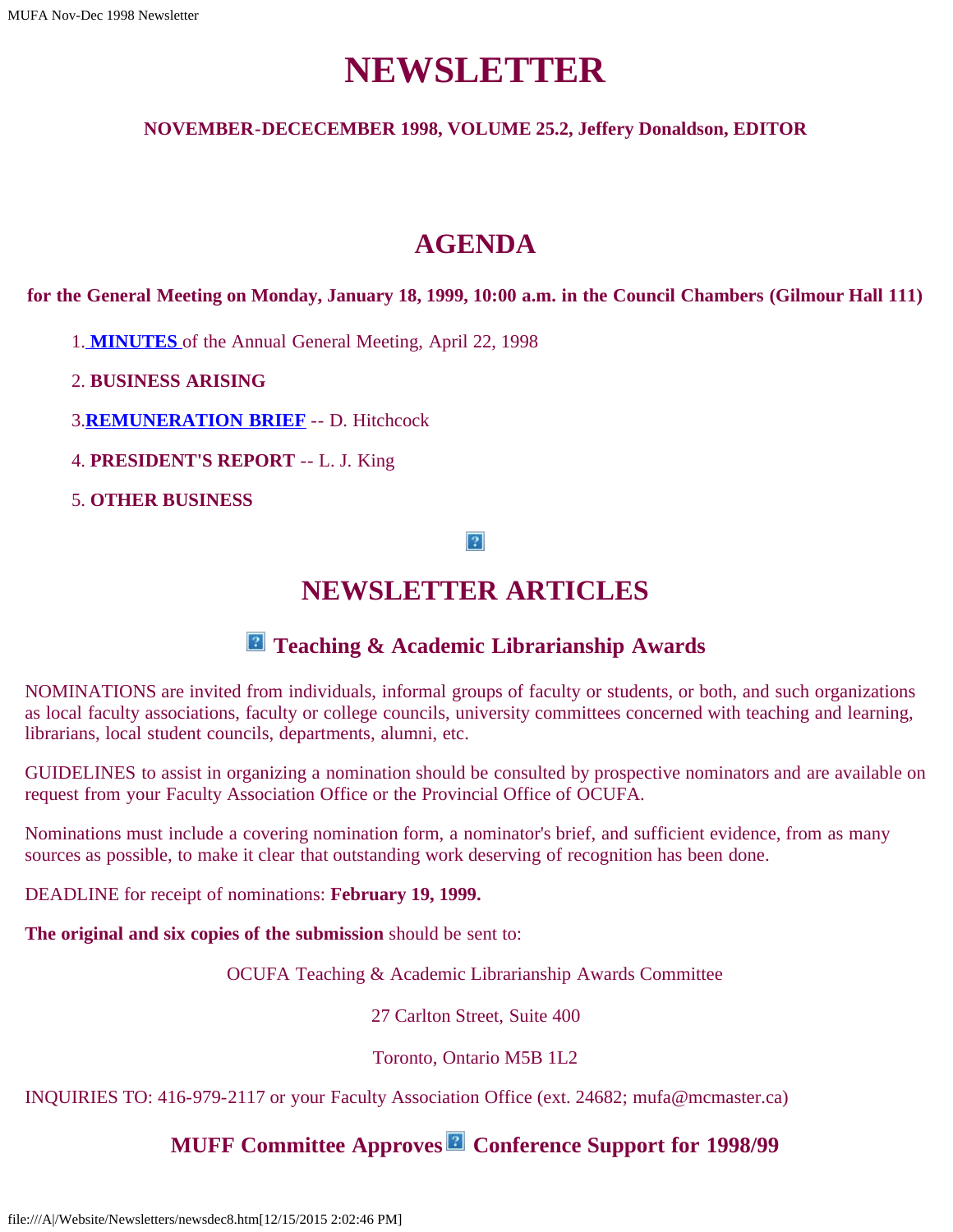# NEWSLETTER

**NOVEMBER-DECECEMBER 1998, VOLUME 25.2, Jeffery Donaldson, EDITOR**

## AGENDA

**for the General Meeting on Monday, January 18, 1999, 10:00 a.m. in the Council Chambers (Gilmour Hall 111)**

1. **MINUTES** of the Annual General Meeting, April 22, 1998
2. **BUSINESS ARISING**
3. **REMUNERATION BRIEF** -- D. Hitchcock
4. **PRESIDENT'S REPORT** -- L. J. King
5. **OTHER BUSINESS**

## NEWSLETTER ARTICLES

### Teaching & Academic Librarianship Awards

NOMINATIONS are invited from individuals, informal groups of faculty or students, or both, and such organizations as local faculty associations, faculty or college councils, university committees concerned with teaching and learning, librarians, local student councils, departments, alumni, etc.

GUIDELINES to assist in organizing a nomination should be consulted by prospective nominators and are available on request from your Faculty Association Office or the Provincial Office of OCUFA.

Nominations must include a covering nomination form, a nominator's brief, and sufficient evidence, from as many sources as possible, to make it clear that outstanding work deserving of recognition has been done.

DEADLINE for receipt of nominations: **February 19, 1999.**

**The original and six copies of the submission** should be sent to:

OCUFA Teaching & Academic Librarianship Awards Committee

27 Carlton Street, Suite 400

Toronto, Ontario M5B 1L2

INQUIRIES TO: 416-979-2117 or your Faculty Association Office (ext. 24682; mufa@mcmaster.ca)

### MUFF Committee Approves Conference Support for 1998/99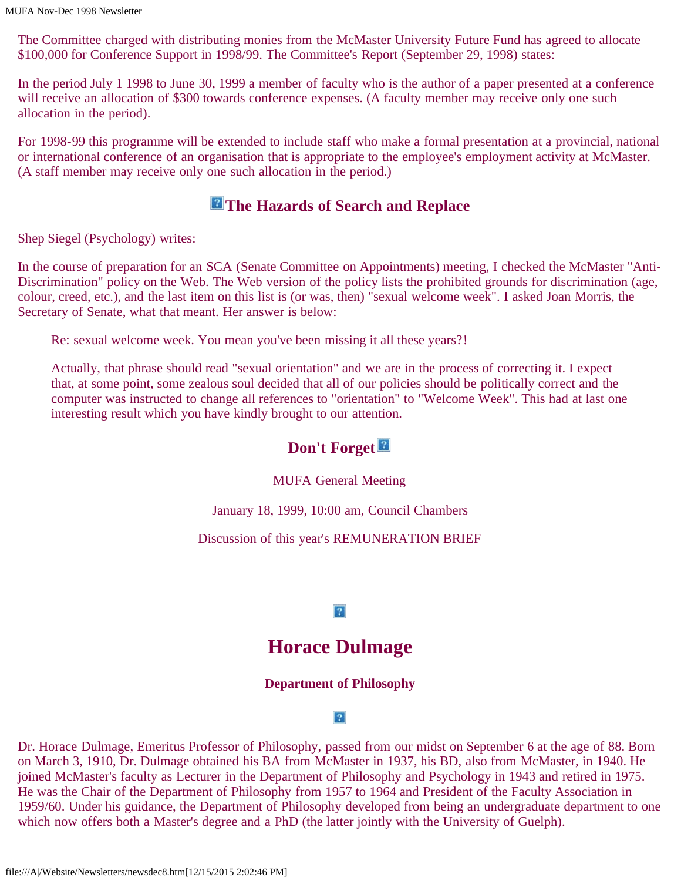The Committee charged with distributing monies from the McMaster University Future Fund has agreed to allocate $100,000 for Conference Support in 1998/99. The Committee's Report (September 29, 1998) states:

In the period July 1 1998 to June 30, 1999 a member of faculty who is the author of a paper presented at a conference will receive an allocation of $300 towards conference expenses. (A faculty member may receive only one such allocation in the period).

For 1998-99 this programme will be extended to include staff who make a formal presentation at a provincial, national or international conference of an organisation that is appropriate to the employee's employment activity at McMaster. (A staff member may receive only one such allocation in the period.)

## The Hazards of Search and Replace

Shep Siegel (Psychology) writes:

In the course of preparation for an SCA (Senate Committee on Appointments) meeting, I checked the McMaster "Anti-Discrimination" policy on the Web. The Web version of the policy lists the prohibited grounds for discrimination (age, colour, creed, etc.), and the last item on this list is (or was, then) "sexual welcome week". I asked Joan Morris, the Secretary of Senate, what that meant. Her answer is below:

> Re: sexual welcome week. You mean you've been missing it all these years?!
>
> Actually, that phrase should read "sexual orientation" and we are in the process of correcting it. I expect that, at some point, some zealous soul decided that all of our policies should be politically correct and the computer was instructed to change all references to "orientation" to "Welcome Week". This had at last one interesting result which you have kindly brought to our attention.

## Don't Forget

MUFA General Meeting

January 18, 1999, 10:00 am, Council Chambers

Discussion of this year's REMUNERATION BRIEF

# Horace Dulmage

**Department of Philosophy**

Dr. Horace Dulmage, Emeritus Professor of Philosophy, passed from our midst on September 6 at the age of 88. Born on March 3, 1910, Dr. Dulmage obtained his BA from McMaster in 1937, his BD, also from McMaster, in 1940. He joined McMaster's faculty as Lecturer in the Department of Philosophy and Psychology in 1943 and retired in 1975. He was the Chair of the Department of Philosophy from 1957 to 1964 and President of the Faculty Association in 1959/60. Under his guidance, the Department of Philosophy developed from being an undergraduate department to one which now offers both a Master's degree and a PhD (the latter jointly with the University of Guelph).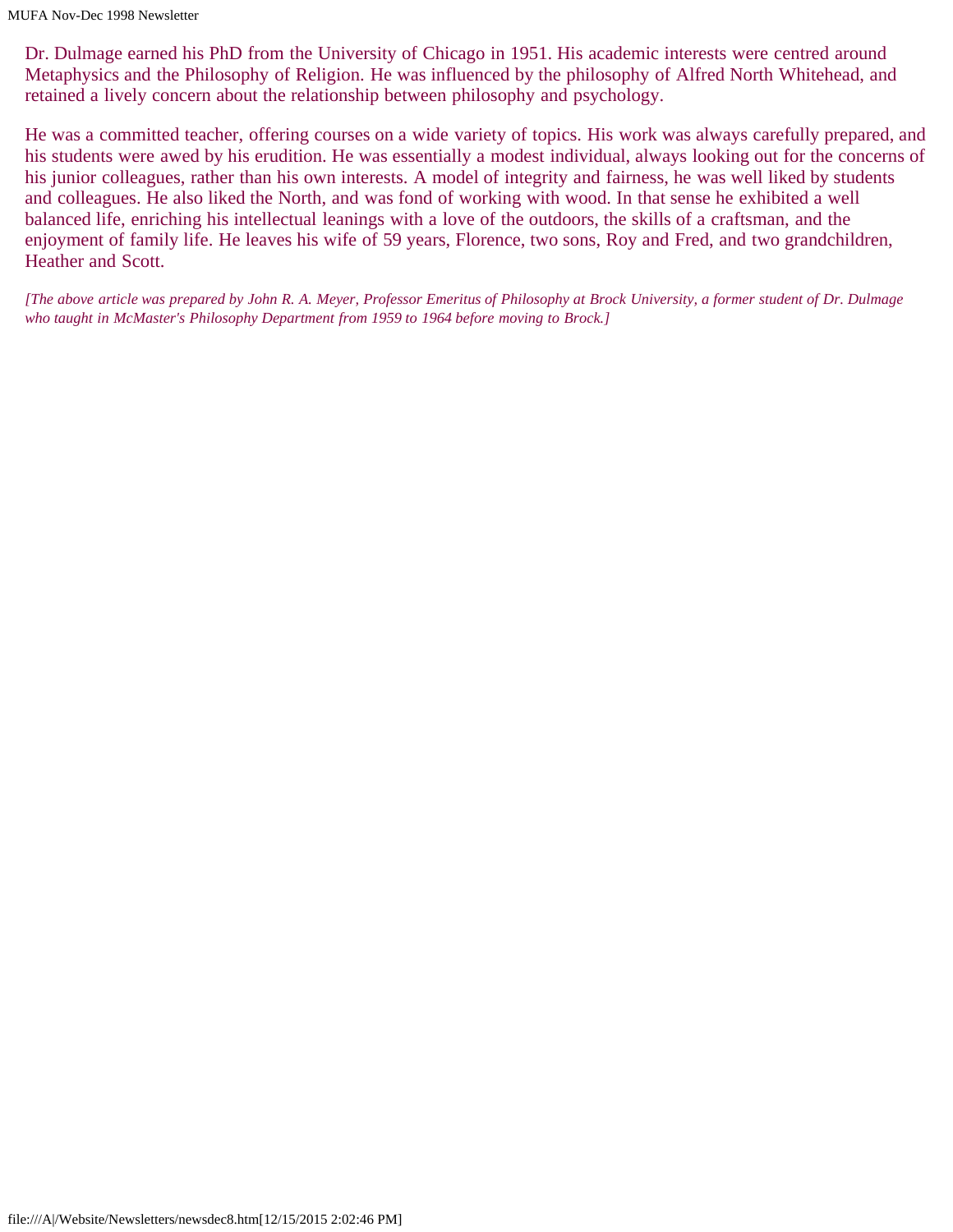Dr. Dulmage earned his PhD from the University of Chicago in 1951. His academic interests were centred around Metaphysics and the Philosophy of Religion. He was influenced by the philosophy of Alfred North Whitehead, and retained a lively concern about the relationship between philosophy and psychology.

He was a committed teacher, offering courses on a wide variety of topics. His work was always carefully prepared, and his students were awed by his erudition. He was essentially a modest individual, always looking out for the concerns of his junior colleagues, rather than his own interests. A model of integrity and fairness, he was well liked by students and colleagues. He also liked the North, and was fond of working with wood. In that sense he exhibited a well balanced life, enriching his intellectual leanings with a love of the outdoors, the skills of a craftsman, and the enjoyment of family life. He leaves his wife of 59 years, Florence, two sons, Roy and Fred, and two grandchildren, Heather and Scott.

*[The above article was prepared by John R. A. Meyer, Professor Emeritus of Philosophy at Brock University, a former student of Dr. Dulmage who taught in McMaster's Philosophy Department from 1959 to 1964 before moving to Brock.]*